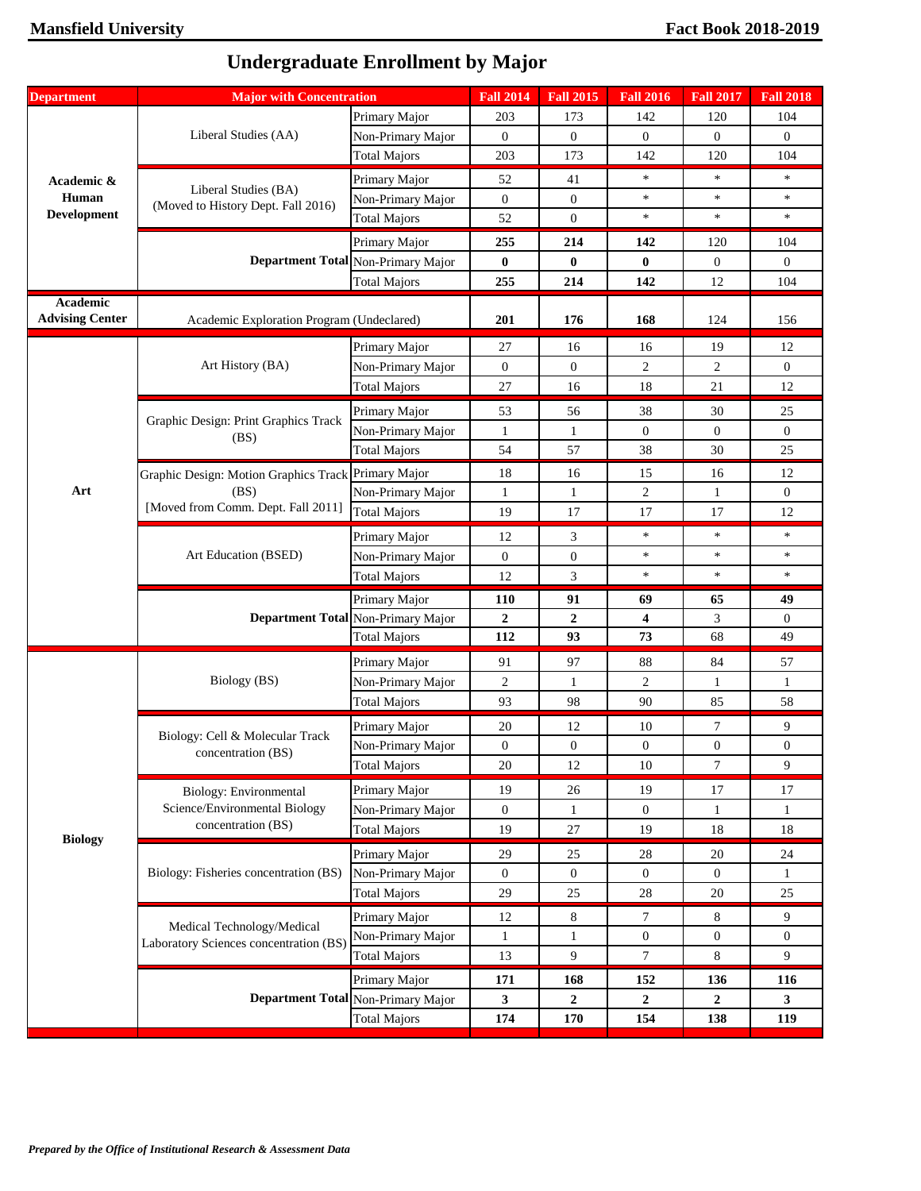# Undergraduate Enrollment by Major

| Department | Major with Concentration | | Fall 2014 | Fall 2015 | Fall 2016 | Fall 2017 | Fall 2018 |
|---|---|---|---|---|---|---|---|
| Academic & Human Development | Liberal Studies (AA) | Primary Major | 203 | 173 | 142 | 120 | 104 |
| | | Non-Primary Major | 0 | 0 | 0 | 0 | 0 |
| | | Total Majors | 203 | 173 | 142 | 120 | 104 |
| | Liberal Studies (BA) (Moved to History Dept. Fall 2016) | Primary Major | 52 | 41 | * | * | * |
| | | Non-Primary Major | 0 | 0 | * | * | * |
| | | Total Majors | 52 | 0 | * | * | * |
| | **Department Total** | Primary Major | **255** | **214** | **142** | 120 | 104 |
| | | Non-Primary Major | **0** | **0** | **0** | 0 | 0 |
| | | Total Majors | **255** | **214** | **142** | 12 | 104 |
| Academic Advising Center | Academic Exploration Program (Undeclared) | | **201** | **176** | **168** | 124 | 156 |
| Art | Art History (BA) | Primary Major | 27 | 16 | 16 | 19 | 12 |
| | | Non-Primary Major | 0 | 0 | 2 | 2 | 0 |
| | | Total Majors | 27 | 16 | 18 | 21 | 12 |
| | Graphic Design: Print Graphics Track (BS) | Primary Major | 53 | 56 | 38 | 30 | 25 |
| | | Non-Primary Major | 1 | 1 | 0 | 0 | 0 |
| | | Total Majors | 54 | 57 | 38 | 30 | 25 |
| | Graphic Design: Motion Graphics Track (BS) [Moved from Comm. Dept. Fall 2011] | Primary Major | 18 | 16 | 15 | 16 | 12 |
| | | Non-Primary Major | 1 | 1 | 2 | 1 | 0 |
| | | Total Majors | 19 | 17 | 17 | 17 | 12 |
| | Art Education (BSED) | Primary Major | 12 | 3 | * | * | * |
| | | Non-Primary Major | 0 | 0 | * | * | * |
| | | Total Majors | 12 | 3 | * | * | * |
| | **Department Total** | Primary Major | **110** | **91** | **69** | **65** | **49** |
| | | Non-Primary Major | **2** | **2** | **4** | 3 | 0 |
| | | Total Majors | **112** | **93** | **73** | 68 | 49 |
| Biology | Biology (BS) | Primary Major | 91 | 97 | 88 | 84 | 57 |
| | | Non-Primary Major | 2 | 1 | 2 | 1 | 1 |
| | | Total Majors | 93 | 98 | 90 | 85 | 58 |
| | Biology: Cell & Molecular Track concentration (BS) | Primary Major | 20 | 12 | 10 | 7 | 9 |
| | | Non-Primary Major | 0 | 0 | 0 | 0 | 0 |
| | | Total Majors | 20 | 12 | 10 | 7 | 9 |
| | Biology: Environmental Science/Environmental Biology concentration (BS) | Primary Major | 19 | 26 | 19 | 17 | 17 |
| | | Non-Primary Major | 0 | 1 | 0 | 1 | 1 |
| | | Total Majors | 19 | 27 | 19 | 18 | 18 |
| | Biology: Fisheries concentration (BS) | Primary Major | 29 | 25 | 28 | 20 | 24 |
| | | Non-Primary Major | 0 | 0 | 0 | 0 | 1 |
| | | Total Majors | 29 | 25 | 28 | 20 | 25 |
| | Medical Technology/Medical Laboratory Sciences concentration (BS) | Primary Major | 12 | 8 | 7 | 8 | 9 |
| | | Non-Primary Major | 1 | 1 | 0 | 0 | 0 |
| | | Total Majors | 13 | 9 | 7 | 8 | 9 |
| | **Department Total** | Primary Major | **171** | **168** | **152** | **136** | **116** |
| | | Non-Primary Major | **3** | **2** | **2** | **2** | **3** |
| | | Total Majors | **174** | **170** | **154** | **138** | **119** |

*Prepared by the Office of Institutional Research & Assessment Data*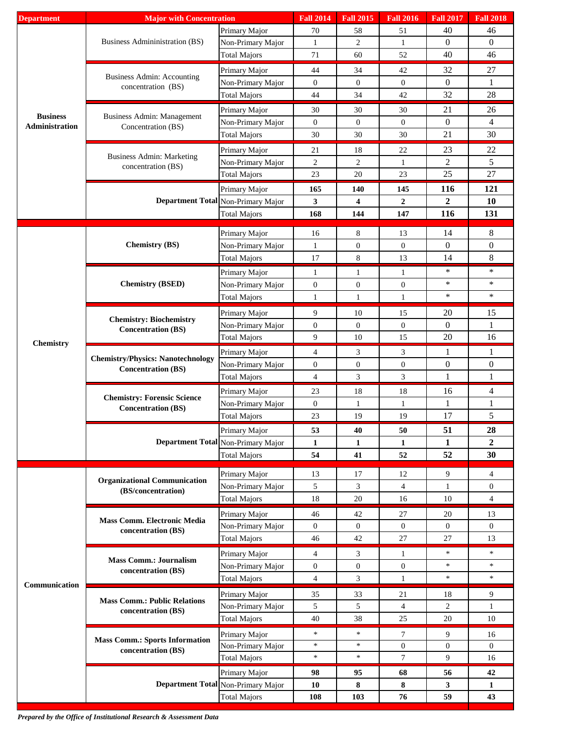| Department | Major with Concentration | | Fall 2014 | Fall 2015 | Fall 2016 | Fall 2017 | Fall 2018 |
|---|---|---|---|---|---|---|---|
| Business Administration | Business Admininistration (BS) | Primary Major | 70 | 58 | 51 | 40 | 46 |
| | | Non-Primary Major | 1 | 2 | 1 | 0 | 0 |
| | | Total Majors | 71 | 60 | 52 | 40 | 46 |
| | Business Admin: Accounting concentration (BS) | Primary Major | 44 | 34 | 42 | 32 | 27 |
| | | Non-Primary Major | 0 | 0 | 0 | 0 | 1 |
| | | Total Majors | 44 | 34 | 42 | 32 | 28 |
| | Business Admin: Management Concentration (BS) | Primary Major | 30 | 30 | 30 | 21 | 26 |
| | | Non-Primary Major | 0 | 0 | 0 | 0 | 4 |
| | | Total Majors | 30 | 30 | 30 | 21 | 30 |
| | Business Admin: Marketing concentration (BS) | Primary Major | 21 | 18 | 22 | 23 | 22 |
| | | Non-Primary Major | 2 | 2 | 1 | 2 | 5 |
| | | Total Majors | 23 | 20 | 23 | 25 | 27 |
| | **Department Total** | Primary Major | **165** | **140** | **145** | **116** | **121** |
| | | Non-Primary Major | **3** | **4** | **2** | **2** | **10** |
| | | Total Majors | **168** | **144** | **147** | **116** | **131** |
| Chemistry | **Chemistry (BS)** | Primary Major | 16 | 8 | 13 | 14 | 8 |
| | | Non-Primary Major | 1 | 0 | 0 | 0 | 0 |
| | | Total Majors | 17 | 8 | 13 | 14 | 8 |
| | **Chemistry (BSED)** | Primary Major | 1 | 1 | 1 | * | * |
| | | Non-Primary Major | 0 | 0 | 0 | * | * |
| | | Total Majors | 1 | 1 | 1 | * | * |
| | **Chemistry: Biochemistry Concentration (BS)** | Primary Major | 9 | 10 | 15 | 20 | 15 |
| | | Non-Primary Major | 0 | 0 | 0 | 0 | 1 |
| | | Total Majors | 9 | 10 | 15 | 20 | 16 |
| | **Chemistry/Physics: Nanotechnology Concentration (BS)** | Primary Major | 4 | 3 | 3 | 1 | 1 |
| | | Non-Primary Major | 0 | 0 | 0 | 0 | 0 |
| | | Total Majors | 4 | 3 | 3 | 1 | 1 |
| | **Chemistry: Forensic Science Concentration (BS)** | Primary Major | 23 | 18 | 18 | 16 | 4 |
| | | Non-Primary Major | 0 | 1 | 1 | 1 | 1 |
| | | Total Majors | 23 | 19 | 19 | 17 | 5 |
| | **Department Total** | Primary Major | **53** | **40** | **50** | **51** | **28** |
| | | Non-Primary Major | **1** | **1** | **1** | **1** | **2** |
| | | Total Majors | **54** | **41** | **52** | **52** | **30** |
| Communication | **Organizational Communication (BS/concentration)** | Primary Major | 13 | 17 | 12 | 9 | 4 |
| | | Non-Primary Major | 5 | 3 | 4 | 1 | 0 |
| | | Total Majors | 18 | 20 | 16 | 10 | 4 |
| | **Mass Comm. Electronic Media concentration (BS)** | Primary Major | 46 | 42 | 27 | 20 | 13 |
| | | Non-Primary Major | 0 | 0 | 0 | 0 | 0 |
| | | Total Majors | 46 | 42 | 27 | 27 | 13 |
| | **Mass Comm.: Journalism concentration (BS)** | Primary Major | 4 | 3 | 1 | * | * |
| | | Non-Primary Major | 0 | 0 | 0 | * | * |
| | | Total Majors | 4 | 3 | 1 | * | * |
| | **Mass Comm.: Public Relations concentration (BS)** | Primary Major | 35 | 33 | 21 | 18 | 9 |
| | | Non-Primary Major | 5 | 5 | 4 | 2 | 1 |
| | | Total Majors | 40 | 38 | 25 | 20 | 10 |
| | **Mass Comm.: Sports Information concentration (BS)** | Primary Major | * | * | 7 | 9 | 16 |
| | | Non-Primary Major | * | * | 0 | 0 | 0 |
| | | Total Majors | * | * | 7 | 9 | 16 |
| | **Department Total** | Primary Major | **98** | **95** | **68** | **56** | **42** |
| | | Non-Primary Major | **10** | **8** | **8** | **3** | **1** |
| | | Total Majors | **108** | **103** | **76** | **59** | **43** |

***Prepared by the Office of Institutional Research & Assessment Data***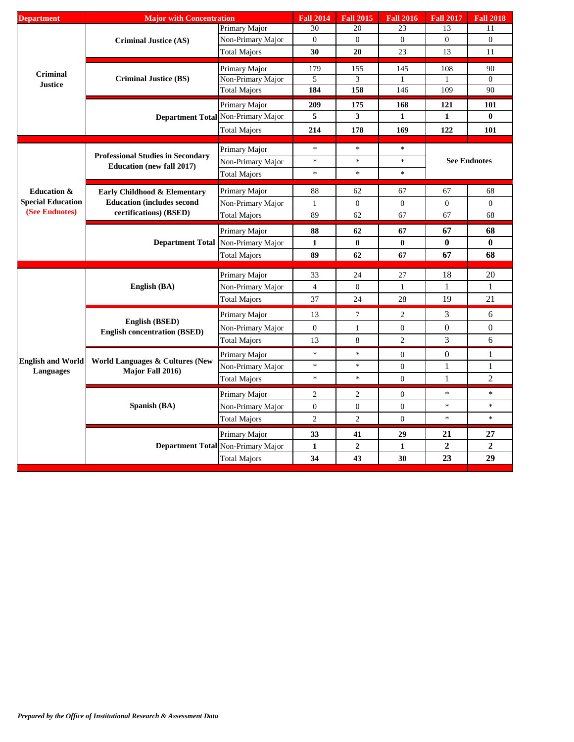| Department | Major with Concentration | | Fall 2014 | Fall 2015 | Fall 2016 | Fall 2017 | Fall 2018 |
|---|---|---|---|---|---|---|---|
| Criminal Justice | Criminal Justice (AS) | Primary Major | 30 | 20 | 23 | 13 | 11 |
| | | Non-Primary Major | 0 | 0 | 0 | 0 | 0 |
| | | Total Majors | **30** | **20** | 23 | 13 | 11 |
| | Criminal Justice (BS) | Primary Major | 179 | 155 | 145 | 108 | 90 |
| | | Non-Primary Major | 5 | 3 | 1 | 1 | 0 |
| | | Total Majors | **184** | **158** | 146 | 109 | 90 |
| | Department Total | Primary Major | **209** | **175** | **168** | **121** | **101** |
| | | Non-Primary Major | **5** | **3** | **1** | **1** | **0** |
| | | Total Majors | **214** | **178** | **169** | **122** | **101** |
| Education & Special Education (See Endnotes) | Professional Studies in Secondary Education (new fall 2017) | Primary Major | * | * | * | See Endnotes | |
| | | Non-Primary Major | * | * | * | | |
| | | Total Majors | * | * | * | | |
| | Early Childhood & Elementary Education (includes second certifications) (BSED) | Primary Major | 88 | 62 | 67 | 67 | 68 |
| | | Non-Primary Major | 1 | 0 | 0 | 0 | 0 |
| | | Total Majors | 89 | 62 | 67 | 67 | 68 |
| | Department Total | Primary Major | **88** | **62** | **67** | **67** | **68** |
| | | Non-Primary Major | **1** | **0** | **0** | **0** | **0** |
| | | Total Majors | **89** | **62** | **67** | **67** | **68** |
| English and World Languages | English (BA) | Primary Major | 33 | 24 | 27 | 18 | 20 |
| | | Non-Primary Major | 4 | 0 | 1 | 1 | 1 |
| | | Total Majors | 37 | 24 | 28 | 19 | 21 |
| | English (BSED) English concentration (BSED) | Primary Major | 13 | 7 | 2 | 3 | 6 |
| | | Non-Primary Major | 0 | 1 | 0 | 0 | 0 |
| | | Total Majors | 13 | 8 | 2 | 3 | 6 |
| | World Languages & Cultures (New Major Fall 2016) | Primary Major | * | * | 0 | 0 | 1 |
| | | Non-Primary Major | * | * | 0 | 1 | 1 |
| | | Total Majors | * | * | 0 | 1 | 2 |
| | Spanish (BA) | Primary Major | 2 | 2 | 0 | * | * |
| | | Non-Primary Major | 0 | 0 | 0 | * | * |
| | | Total Majors | 2 | 2 | 0 | * | * |
| | Department Total | Primary Major | **33** | **41** | **29** | **21** | **27** |
| | | Non-Primary Major | **1** | **2** | **1** | **2** | **2** |
| | | Total Majors | **34** | **43** | **30** | **23** | **29** |

*Prepared by the Office of Institutional Research & Assessment Data*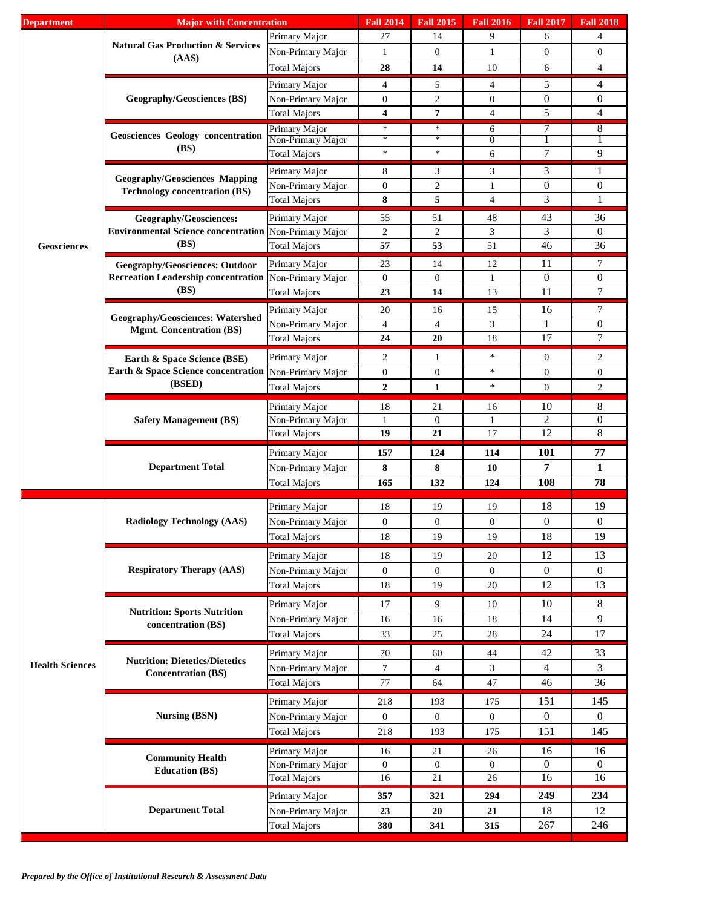| Department | Major with Concentration | | Fall 2014 | Fall 2015 | Fall 2016 | Fall 2017 | Fall 2018 |
|---|---|---|---|---|---|---|---|
| Geosciences | Natural Gas Production & Services (AAS) | Primary Major | 27 | 14 | 9 | 6 | 4 |
| | | Non-Primary Major | 1 | 0 | 1 | 0 | 0 |
| | | Total Majors | **28** | **14** | 10 | 6 | 4 |
| | Geography/Geosciences (BS) | Primary Major | 4 | 5 | 4 | 5 | 4 |
| | | Non-Primary Major | 0 | 2 | 0 | 0 | 0 |
| | | Total Majors | **4** | **7** | 4 | 5 | 4 |
| | Geosciences Geology concentration (BS) | Primary Major | * | * | 6 | 7 | 8 |
| | | Non-Primary Major | * | * | 0 | 1 | 1 |
| | | Total Majors | * | * | 6 | 7 | 9 |
| | Geography/Geosciences Mapping Technology concentration (BS) | Primary Major | 8 | 3 | 3 | 3 | 1 |
| | | Non-Primary Major | 0 | 2 | 1 | 0 | 0 |
| | | Total Majors | **8** | **5** | 4 | 3 | 1 |
| | Geography/Geosciences: Environmental Science concentration (BS) | Primary Major | 55 | 51 | 48 | 43 | 36 |
| | | Non-Primary Major | 2 | 2 | 3 | 3 | 0 |
| | | Total Majors | **57** | **53** | 51 | 46 | 36 |
| | Geography/Geosciences: Outdoor Recreation Leadership concentration (BS) | Primary Major | 23 | 14 | 12 | 11 | 7 |
| | | Non-Primary Major | 0 | 0 | 1 | 0 | 0 |
| | | Total Majors | **23** | **14** | 13 | 11 | 7 |
| | Geography/Geosciences: Watershed Mgmt. Concentration (BS) | Primary Major | 20 | 16 | 15 | 16 | 7 |
| | | Non-Primary Major | 4 | 4 | 3 | 1 | 0 |
| | | Total Majors | **24** | **20** | 18 | 17 | 7 |
| | Earth & Space Science (BSE) Earth & Space Science concentration (BSED) | Primary Major | 2 | 1 | * | 0 | 2 |
| | | Non-Primary Major | 0 | 0 | * | 0 | 0 |
| | | Total Majors | **2** | **1** | * | 0 | 2 |
| | Safety Management (BS) | Primary Major | 18 | 21 | 16 | 10 | 8 |
| | | Non-Primary Major | 1 | 0 | 1 | 2 | 0 |
| | | Total Majors | **19** | **21** | 17 | 12 | 8 |
| | Department Total | Primary Major | **157** | **124** | **114** | **101** | **77** |
| | | Non-Primary Major | **8** | **8** | **10** | **7** | **1** |
| | | Total Majors | **165** | **132** | **124** | **108** | **78** |
| Health Sciences | Radiology Technology (AAS) | Primary Major | 18 | 19 | 19 | 18 | 19 |
| | | Non-Primary Major | 0 | 0 | 0 | 0 | 0 |
| | | Total Majors | 18 | 19 | 19 | 18 | 19 |
| | Respiratory Therapy (AAS) | Primary Major | 18 | 19 | 20 | 12 | 13 |
| | | Non-Primary Major | 0 | 0 | 0 | 0 | 0 |
| | | Total Majors | 18 | 19 | 20 | 12 | 13 |
| | Nutrition: Sports Nutrition concentration (BS) | Primary Major | 17 | 9 | 10 | 10 | 8 |
| | | Non-Primary Major | 16 | 16 | 18 | 14 | 9 |
| | | Total Majors | 33 | 25 | 28 | 24 | 17 |
| | Nutrition: Dietetics/Dietetics Concentration (BS) | Primary Major | 70 | 60 | 44 | 42 | 33 |
| | | Non-Primary Major | 7 | 4 | 3 | 4 | 3 |
| | | Total Majors | 77 | 64 | 47 | 46 | 36 |
| | Nursing (BSN) | Primary Major | 218 | 193 | 175 | 151 | 145 |
| | | Non-Primary Major | 0 | 0 | 0 | 0 | 0 |
| | | Total Majors | 218 | 193 | 175 | 151 | 145 |
| | Community Health Education (BS) | Primary Major | 16 | 21 | 26 | 16 | 16 |
| | | Non-Primary Major | 0 | 0 | 0 | 0 | 0 |
| | | Total Majors | 16 | 21 | 26 | 16 | 16 |
| | Department Total | Primary Major | **357** | **321** | **294** | **249** | **234** |
| | | Non-Primary Major | **23** | **20** | **21** | 18 | 12 |
| | | Total Majors | **380** | **341** | **315** | 267 | 246 |

*Prepared by the Office of Institutional Research & Assessment Data*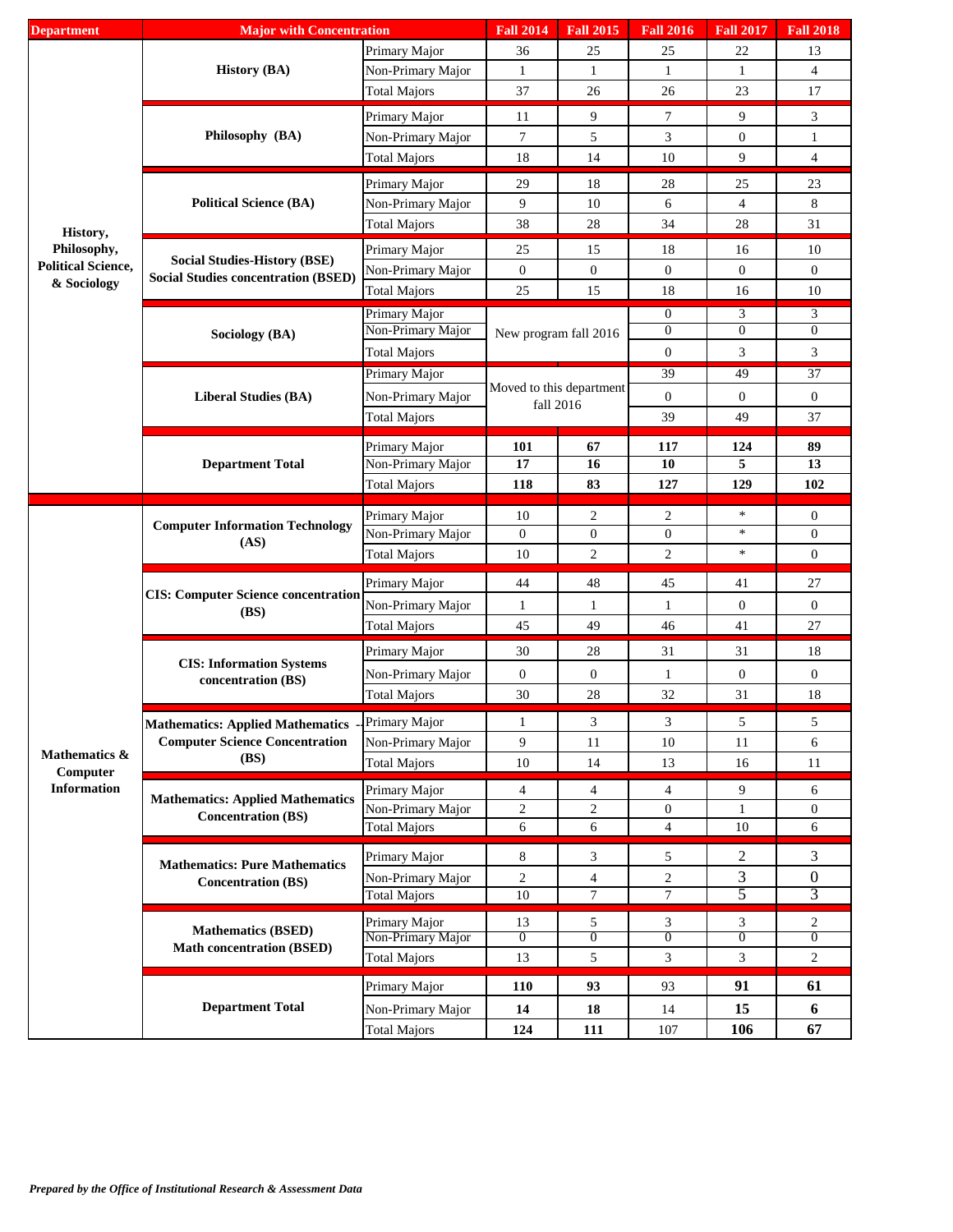| Department | Major with Concentration | | Fall 2014 | Fall 2015 | Fall 2016 | Fall 2017 | Fall 2018 |
|---|---|---|---|---|---|---|---|
| History, Philosophy, Political Science, & Sociology | History (BA) | Primary Major | 36 | 25 | 25 | 22 | 13 |
| | | Non-Primary Major | 1 | 1 | 1 | 1 | 4 |
| | | Total Majors | 37 | 26 | 26 | 23 | 17 |
| | Philosophy (BA) | Primary Major | 11 | 9 | 7 | 9 | 3 |
| | | Non-Primary Major | 7 | 5 | 3 | 0 | 1 |
| | | Total Majors | 18 | 14 | 10 | 9 | 4 |
| | Political Science (BA) | Primary Major | 29 | 18 | 28 | 25 | 23 |
| | | Non-Primary Major | 9 | 10 | 6 | 4 | 8 |
| | | Total Majors | 38 | 28 | 34 | 28 | 31 |
| | Social Studies-History (BSE) Social Studies concentration (BSED) | Primary Major | 25 | 15 | 18 | 16 | 10 |
| | | Non-Primary Major | 0 | 0 | 0 | 0 | 0 |
| | | Total Majors | 25 | 15 | 18 | 16 | 10 |
| | Sociology (BA) | Primary Major | New program fall 2016 | | 0 | 3 | 3 |
| | | Non-Primary Major | | | 0 | 0 | 0 |
| | | Total Majors | | | 0 | 3 | 3 |
| | Liberal Studies (BA) | Primary Major | Moved to this department fall 2016 | | 39 | 49 | 37 |
| | | Non-Primary Major | | | 0 | 0 | 0 |
| | | Total Majors | | | 39 | 49 | 37 |
| | **Department Total** | Primary Major | **101** | **67** | **117** | **124** | **89** |
| | | Non-Primary Major | **17** | **16** | **10** | **5** | **13** |
| | | Total Majors | **118** | **83** | **127** | **129** | **102** |
| Mathematics & Computer Information | Computer Information Technology (AS) | Primary Major | 10 | 2 | 2 | * | 0 |
| | | Non-Primary Major | 0 | 0 | 0 | * | 0 |
| | | Total Majors | 10 | 2 | 2 | * | 0 |
| | CIS: Computer Science concentration (BS) | Primary Major | 44 | 48 | 45 | 41 | 27 |
| | | Non-Primary Major | 1 | 1 | 1 | 0 | 0 |
| | | Total Majors | 45 | 49 | 46 | 41 | 27 |
| | CIS: Information Systems concentration (BS) | Primary Major | 30 | 28 | 31 | 31 | 18 |
| | | Non-Primary Major | 0 | 0 | 1 | 0 | 0 |
| | | Total Majors | 30 | 28 | 32 | 31 | 18 |
| | Mathematics: Applied Mathematics - Computer Science Concentration (BS) | Primary Major | 1 | 3 | 3 | 5 | 5 |
| | | Non-Primary Major | 9 | 11 | 10 | 11 | 6 |
| | | Total Majors | 10 | 14 | 13 | 16 | 11 |
| | Mathematics: Applied Mathematics Concentration (BS) | Primary Major | 4 | 4 | 4 | 9 | 6 |
| | | Non-Primary Major | 2 | 2 | 0 | 1 | 0 |
| | | Total Majors | 6 | 6 | 4 | 10 | 6 |
| | Mathematics: Pure Mathematics Concentration (BS) | Primary Major | 8 | 3 | 5 | 2 | 3 |
| | | Non-Primary Major | 2 | 4 | 2 | 3 | 0 |
| | | Total Majors | 10 | 7 | 7 | 5 | 3 |
| | Mathematics (BSED) Math concentration (BSED) | Primary Major | 13 | 5 | 3 | 3 | 2 |
| | | Non-Primary Major | 0 | 0 | 0 | 0 | 0 |
| | | Total Majors | 13 | 5 | 3 | 3 | 2 |
| | **Department Total** | Primary Major | **110** | **93** | 93 | **91** | **61** |
| | | Non-Primary Major | **14** | **18** | 14 | **15** | **6** |
| | | Total Majors | **124** | **111** | 107 | **106** | **67** |

*Prepared by the Office of Institutional Research & Assessment Data*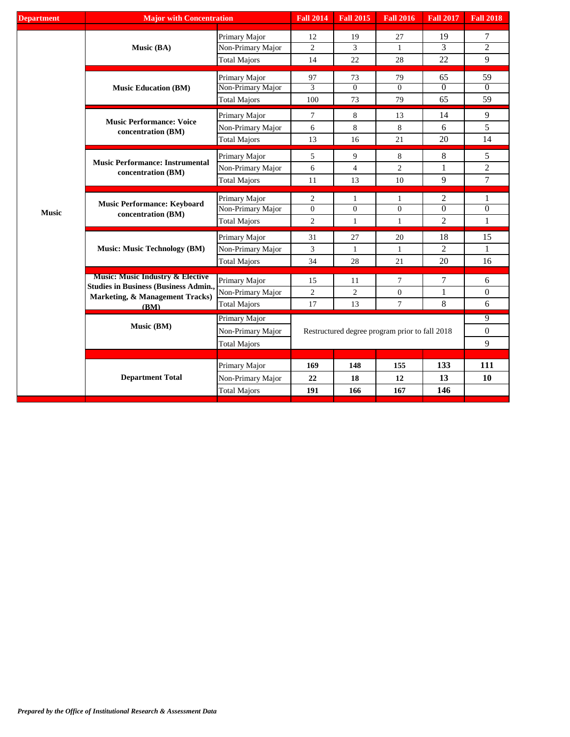| Department | Major with Concentration | | Fall 2014 | Fall 2015 | Fall 2016 | Fall 2017 | Fall 2018 |
|---|---|---|---|---|---|---|---|
| Music | Music (BA) | Primary Major | 12 | 19 | 27 | 19 | 7 |
| | | Non-Primary Major | 2 | 3 | 1 | 3 | 2 |
| | | Total Majors | 14 | 22 | 28 | 22 | 9 |
| | Music Education (BM) | Primary Major | 97 | 73 | 79 | 65 | 59 |
| | | Non-Primary Major | 3 | 0 | 0 | 0 | 0 |
| | | Total Majors | 100 | 73 | 79 | 65 | 59 |
| | Music Performance: Voice concentration (BM) | Primary Major | 7 | 8 | 13 | 14 | 9 |
| | | Non-Primary Major | 6 | 8 | 8 | 6 | 5 |
| | | Total Majors | 13 | 16 | 21 | 20 | 14 |
| | Music Performance: Instrumental concentration (BM) | Primary Major | 5 | 9 | 8 | 8 | 5 |
| | | Non-Primary Major | 6 | 4 | 2 | 1 | 2 |
| | | Total Majors | 11 | 13 | 10 | 9 | 7 |
| | Music Performance: Keyboard concentration (BM) | Primary Major | 2 | 1 | 1 | 2 | 1 |
| | | Non-Primary Major | 0 | 0 | 0 | 0 | 0 |
| | | Total Majors | 2 | 1 | 1 | 2 | 1 |
| | Music: Music Technology (BM) | Primary Major | 31 | 27 | 20 | 18 | 15 |
| | | Non-Primary Major | 3 | 1 | 1 | 2 | 1 |
| | | Total Majors | 34 | 28 | 21 | 20 | 16 |
| | Music: Music Industry & Elective Studies in Business (Business Admin., Marketing, & Management Tracks) (BM) | Primary Major | 15 | 11 | 7 | 7 | 6 |
| | | Non-Primary Major | 2 | 2 | 0 | 1 | 0 |
| | | Total Majors | 17 | 13 | 7 | 8 | 6 |
| | Music (BM) | Primary Major | Restructured degree program prior to fall 2018 | | | | 9 |
| | | Non-Primary Major | | | | | 0 |
| | | Total Majors | | | | | 9 |
| | Department Total | Primary Major | **169** | **148** | **155** | **133** | **111** |
| | | Non-Primary Major | **22** | **18** | **12** | **13** | **10** |
| | | Total Majors | **191** | **166** | **167** | **146** | |

*Prepared by the Office of Institutional Research & Assessment Data*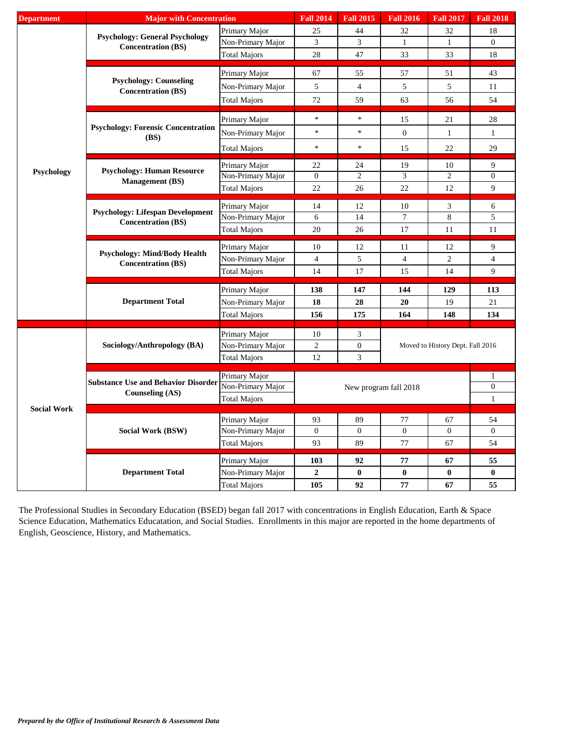| Department | Major with Concentration | | Fall 2014 | Fall 2015 | Fall 2016 | Fall 2017 | Fall 2018 |
|---|---|---|---|---|---|---|---|
| Psychology | Psychology: General Psychology Concentration (BS) | Primary Major | 25 | 44 | 32 | 32 | 18 |
| | | Non-Primary Major | 3 | 3 | 1 | 1 | 0 |
| | | Total Majors | 28 | 47 | 33 | 33 | 18 |
| | Psychology: Counseling Concentration (BS) | Primary Major | 67 | 55 | 57 | 51 | 43 |
| | | Non-Primary Major | 5 | 4 | 5 | 5 | 11 |
| | | Total Majors | 72 | 59 | 63 | 56 | 54 |
| | Psychology: Forensic Concentration (BS) | Primary Major | * | * | 15 | 21 | 28 |
| | | Non-Primary Major | * | * | 0 | 1 | 1 |
| | | Total Majors | * | * | 15 | 22 | 29 |
| | Psychology: Human Resource Management (BS) | Primary Major | 22 | 24 | 19 | 10 | 9 |
| | | Non-Primary Major | 0 | 2 | 3 | 2 | 0 |
| | | Total Majors | 22 | 26 | 22 | 12 | 9 |
| | Psychology: Lifespan Development Concentration (BS) | Primary Major | 14 | 12 | 10 | 3 | 6 |
| | | Non-Primary Major | 6 | 14 | 7 | 8 | 5 |
| | | Total Majors | 20 | 26 | 17 | 11 | 11 |
| | Psychology: Mind/Body Health Concentration (BS) | Primary Major | 10 | 12 | 11 | 12 | 9 |
| | | Non-Primary Major | 4 | 5 | 4 | 2 | 4 |
| | | Total Majors | 14 | 17 | 15 | 14 | 9 |
| | **Department Total** | Primary Major | **138** | **147** | **144** | **129** | **113** |
| | | Non-Primary Major | **18** | **28** | **20** | 19 | 21 |
| | | Total Majors | **156** | **175** | **164** | **148** | **134** |
| Social Work | Sociology/Anthropology (BA) | Primary Major | 10 | 3 | Moved to History Dept. Fall 2016 | | |
| | | Non-Primary Major | 2 | 0 | | | |
| | | Total Majors | 12 | 3 | | | |
| | Substance Use and Behavior Disorder Counseling (AS) | Primary Major | New program fall 2018 | | | | 1 |
| | | Non-Primary Major | | | | | 0 |
| | | Total Majors | | | | | 1 |
| | Social Work (BSW) | Primary Major | 93 | 89 | 77 | 67 | 54 |
| | | Non-Primary Major | 0 | 0 | 0 | 0 | 0 |
| | | Total Majors | 93 | 89 | 77 | 67 | 54 |
| | **Department Total** | Primary Major | **103** | **92** | **77** | **67** | **55** |
| | | Non-Primary Major | **2** | **0** | **0** | **0** | **0** |
| | | Total Majors | **105** | **92** | **77** | **67** | **55** |

The Professional Studies in Secondary Education (BSED) began fall 2017 with concentrations in English Education, Earth & Space Science Education, Mathematics Educatation, and Social Studies. Enrollments in this major are reported in the home departments of English, Geoscience, History, and Mathematics.

***Prepared by the Office of Institutional Research & Assessment Data***